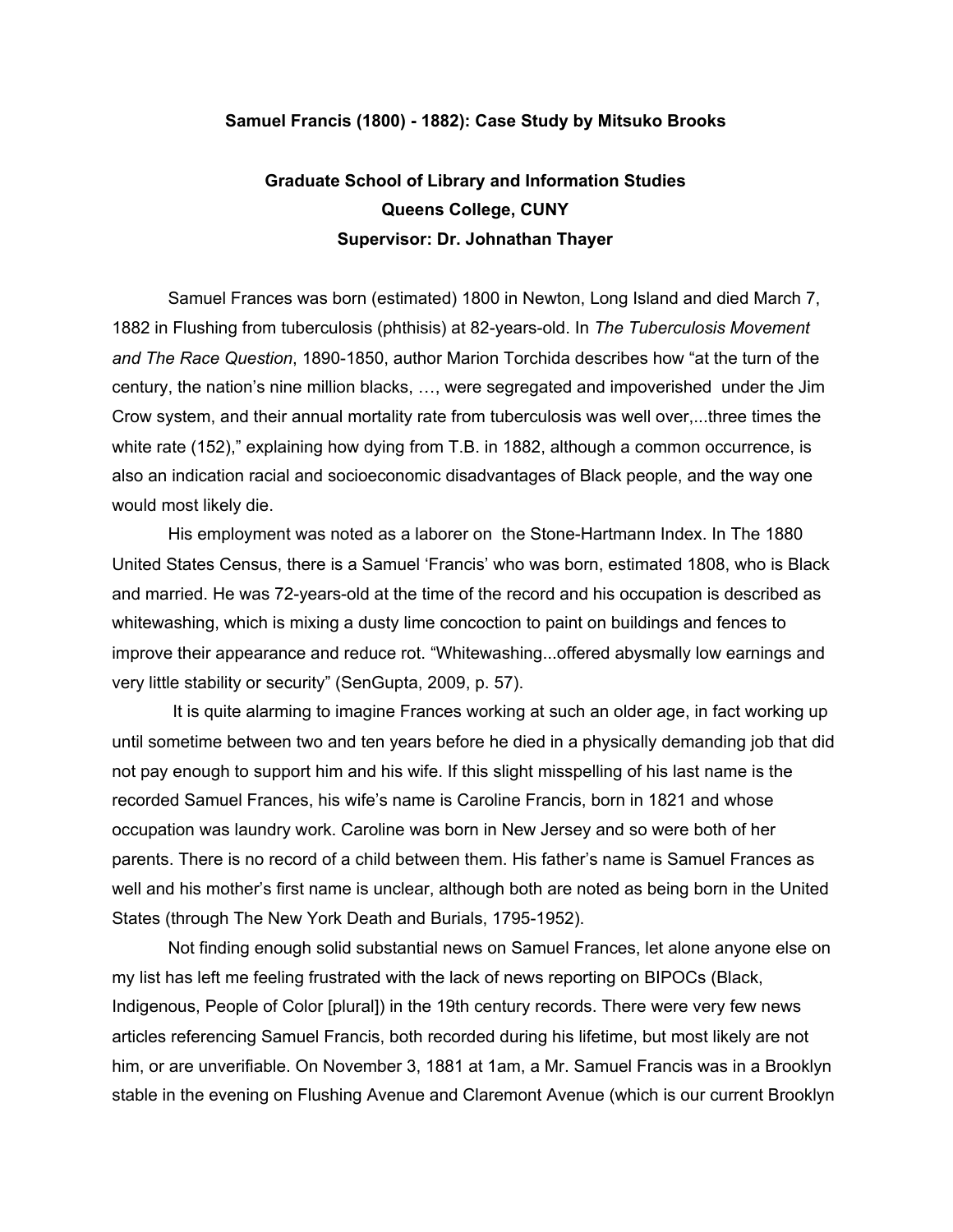**Samuel Francis (1800) - 1882): Case Study by Mitsuko Brooks**

**Graduate School of Library and Information Studies**
**Queens College, CUNY**
**Supervisor: Dr. Johnathan Thayer**

Samuel Frances was born (estimated) 1800 in Newton, Long Island and died March 7, 1882 in Flushing from tuberculosis (phthisis) at 82-years-old. In *The Tuberculosis Movement and The Race Question*, 1890-1850, author Marion Torchida describes how "at the turn of the century, the nation's nine million blacks, …, were segregated and impoverished under the Jim Crow system, and their annual mortality rate from tuberculosis was well over,...three times the white rate (152)," explaining how dying from T.B. in 1882, although a common occurrence, is also an indication racial and socioeconomic disadvantages of Black people, and the way one would most likely die.

His employment was noted as a laborer on the Stone-Hartmann Index. In The 1880 United States Census, there is a Samuel 'Francis' who was born, estimated 1808, who is Black and married. He was 72-years-old at the time of the record and his occupation is described as whitewashing, which is mixing a dusty lime concoction to paint on buildings and fences to improve their appearance and reduce rot. "Whitewashing...offered abysmally low earnings and very little stability or security" (SenGupta, 2009, p. 57).

It is quite alarming to imagine Frances working at such an older age, in fact working up until sometime between two and ten years before he died in a physically demanding job that did not pay enough to support him and his wife. If this slight misspelling of his last name is the recorded Samuel Frances, his wife's name is Caroline Francis, born in 1821 and whose occupation was laundry work. Caroline was born in New Jersey and so were both of her parents. There is no record of a child between them. His father's name is Samuel Frances as well and his mother's first name is unclear, although both are noted as being born in the United States (through The New York Death and Burials, 1795-1952).

Not finding enough solid substantial news on Samuel Frances, let alone anyone else on my list has left me feeling frustrated with the lack of news reporting on BIPOCs (Black, Indigenous, People of Color [plural]) in the 19th century records. There were very few news articles referencing Samuel Francis, both recorded during his lifetime, but most likely are not him, or are unverifiable. On November 3, 1881 at 1am, a Mr. Samuel Francis was in a Brooklyn stable in the evening on Flushing Avenue and Claremont Avenue (which is our current Brooklyn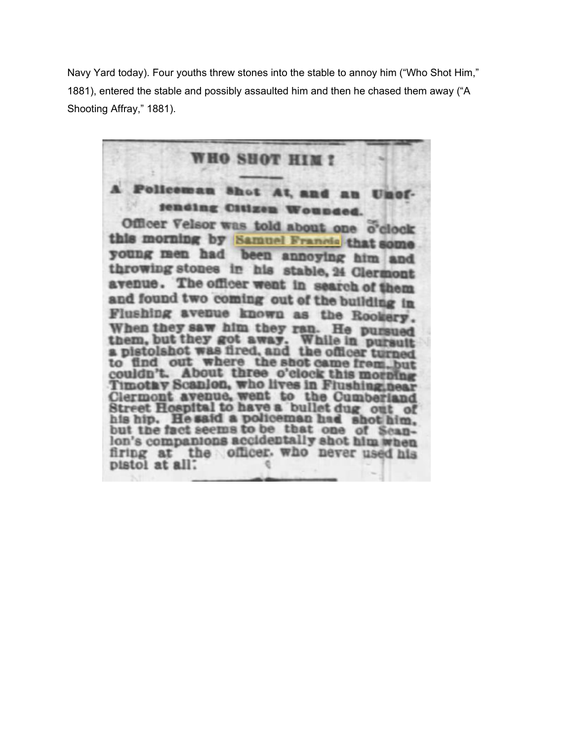Navy Yard today). Four youths threw stones into the stable to annoy him ("Who Shot Him," 1881), entered the stable and possibly assaulted him and then he chased them away ("A Shooting Affray," 1881).

## WHO SHOT HIM?

### A Policeman Shot At, and an Unoffending Citizen Wounded.

Officer Velsor was told about one o'clock this morning by Samuel Francis that some young men had been annoying him and throwing stones in his stable, 24 Clermont avenue. The officer went in search of them and found two coming out of the building in Flushing avenue known as the Rookery. When they saw him they ran. He pursued them, but they got away. While in pursuit a pistolshot was fired, and the officer turned to find out where the shot came from, but couldn't. About three o'clock this morning Timothy Scanlon, who lives in Flushing, near Clermont avenue, went to the Cumberland Street Hospital to have a bullet dug out of his hip. He said a policeman had shot him, but the fact seems to be that one of Scanlon's companions accidentally shot him when firing at the officer, who never used his pistol at all.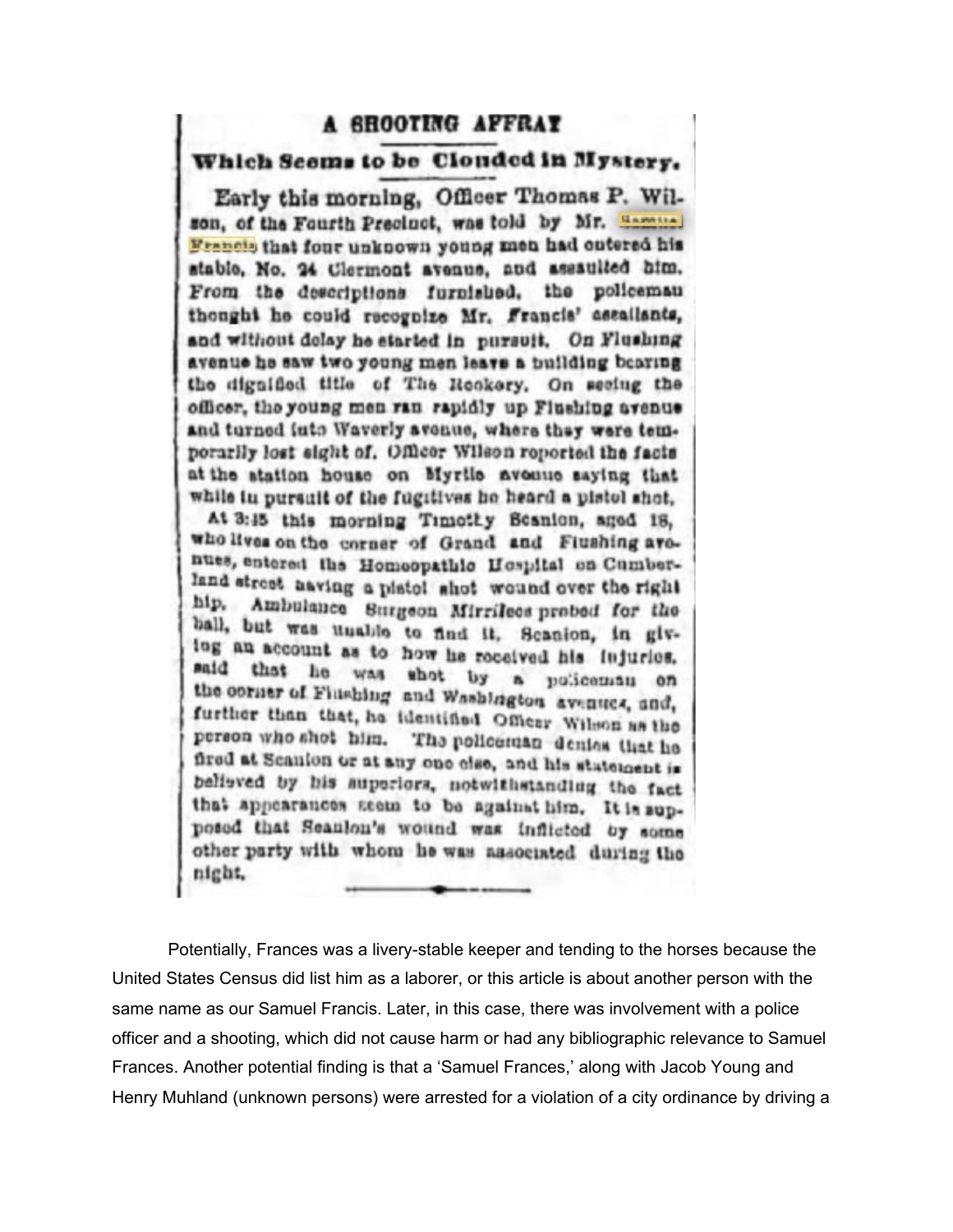# A SHOOTING AFFRAY

## Which Seems to be Clouded in Mystery.

Early this morning, Officer Thomas P. Wilson, of the Fourth Precinct, was told by Mr. Samuel Francis that four unknown young men had entered his stable, No. 24 Clermont avenue, and assaulted him. From the descriptions furnished, the policeman thought he could recognize Mr. Francis' assailants, and without delay he started in pursuit. On Flushing avenue he saw two young men leave a building bearing the dignified title of The Rookery. On seeing the officer, the young men ran rapidly up Flushing avenue and turned into Waverly avenue, where they were temporarily lost sight of. Officer Wilson reported the facts at the station house on Myrtle avenue saying that while in pursuit of the fugitives he heard a pistol shot.

At 3:15 this morning Timothy Scanlon, aged 18, who lives on the corner of Grand and Flushing avenues, entered the Homoeopathic Hospital on Cumberland street having a pistol shot wound over the right hip. Ambulance Surgeon Mirrilees probed for the ball, but was unable to find it. Scanlon, in giving an account as to how he received his injuries, said that he was shot by a policeman on the corner of Flushing and Washington avenues, and, further than that, he identified Officer Wilson as the person who shot him. The policeman denies that he fired at Scanlon or at any one else, and his statement is believed by his superiors, notwithstanding the fact that appearances seem to be against him. It is supposed that Scanlon's wound was inflicted by some other party with whom he was associated during the night.

Potentially, Frances was a livery-stable keeper and tending to the horses because the United States Census did list him as a laborer, or this article is about another person with the same name as our Samuel Francis. Later, in this case, there was involvement with a police officer and a shooting, which did not cause harm or had any bibliographic relevance to Samuel Frances. Another potential finding is that a 'Samuel Frances,' along with Jacob Young and Henry Muhland (unknown persons) were arrested for a violation of a city ordinance by driving a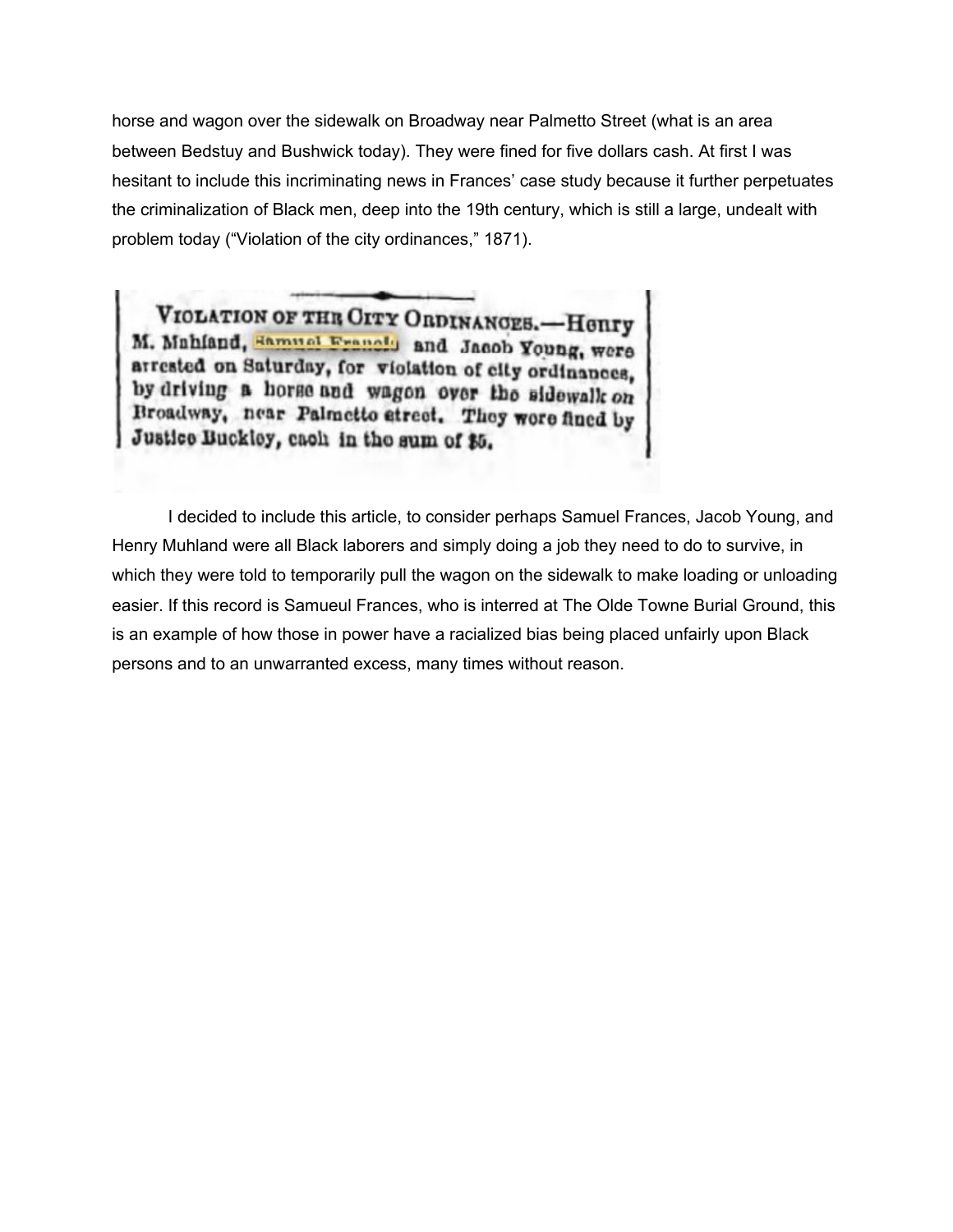horse and wagon over the sidewalk on Broadway near Palmetto Street (what is an area between Bedstuy and Bushwick today). They were fined for five dollars cash. At first I was hesitant to include this incriminating news in Frances' case study because it further perpetuates the criminalization of Black men, deep into the 19th century, which is still a large, undealt with problem today ("Violation of the city ordinances," 1871).

> **VIOLATION OF THE CITY ORDINANCES.**—Henry M. Muhland, Samuel Francis and Jacob Young, were arrested on Saturday, for violation of city ordinances, by driving a horse and wagon over the sidewalk on Broadway, near Palmetto street. They were fined by Justice Buckley, each in the sum of $5.

I decided to include this article, to consider perhaps Samuel Frances, Jacob Young, and Henry Muhland were all Black laborers and simply doing a job they need to do to survive, in which they were told to temporarily pull the wagon on the sidewalk to make loading or unloading easier. If this record is Samueul Frances, who is interred at The Olde Towne Burial Ground, this is an example of how those in power have a racialized bias being placed unfairly upon Black persons and to an unwarranted excess, many times without reason.